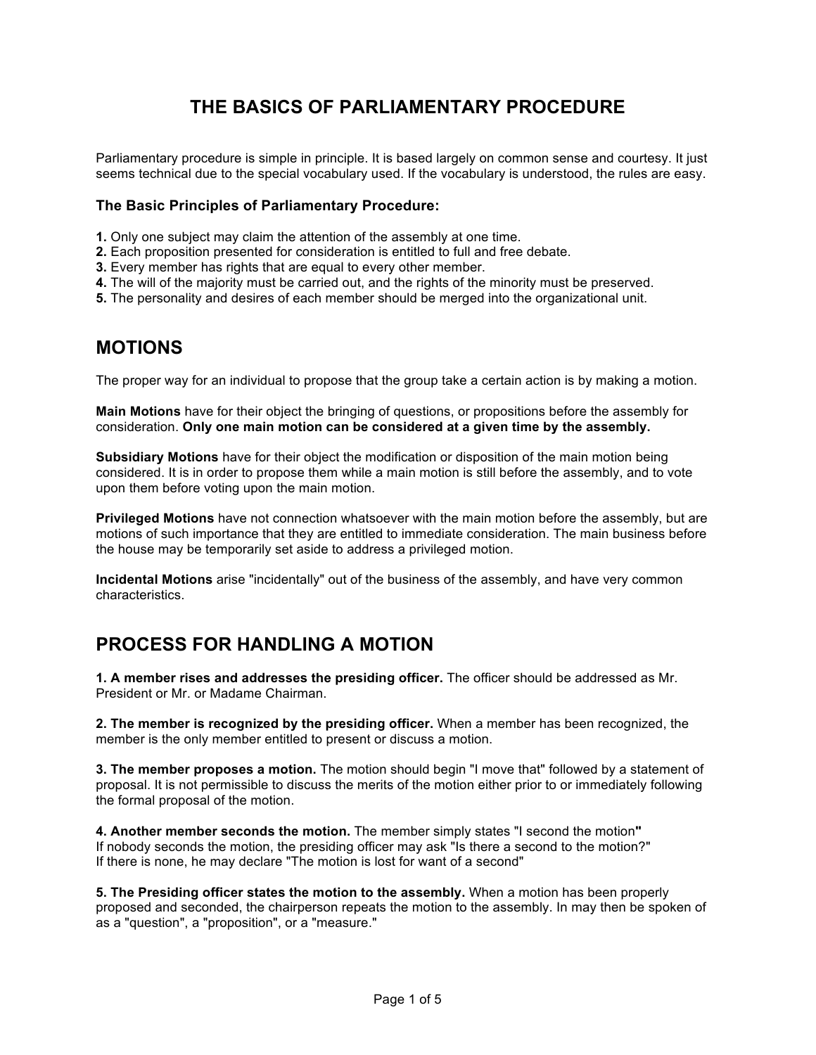# THE BASICS OF PARLIAMENTARY PROCEDURE

Parliamentary procedure is simple in principle. It is based largely on common sense and courtesy. It just seems technical due to the special vocabulary used. If the vocabulary is understood, the rules are easy.

### The Basic Principles of Parliamentary Procedure:

**1.** Only one subject may claim the attention of the assembly at one time.
**2.** Each proposition presented for consideration is entitled to full and free debate.
**3.** Every member has rights that are equal to every other member.
**4.** The will of the majority must be carried out, and the rights of the minority must be preserved.
**5.** The personality and desires of each member should be merged into the organizational unit.

## MOTIONS

The proper way for an individual to propose that the group take a certain action is by making a motion.

**Main Motions** have for their object the bringing of questions, or propositions before the assembly for consideration. **Only one main motion can be considered at a given time by the assembly.**

**Subsidiary Motions** have for their object the modification or disposition of the main motion being considered. It is in order to propose them while a main motion is still before the assembly, and to vote upon them before voting upon the main motion.

**Privileged Motions** have not connection whatsoever with the main motion before the assembly, but are motions of such importance that they are entitled to immediate consideration. The main business before the house may be temporarily set aside to address a privileged motion.

**Incidental Motions** arise "incidentally" out of the business of the assembly, and have very common characteristics.

## PROCESS FOR HANDLING A MOTION

**1. A member rises and addresses the presiding officer.** The officer should be addressed as Mr. President or Mr. or Madame Chairman.

**2. The member is recognized by the presiding officer.** When a member has been recognized, the member is the only member entitled to present or discuss a motion.

**3. The member proposes a motion.** The motion should begin "I move that" followed by a statement of proposal. It is not permissible to discuss the merits of the motion either prior to or immediately following the formal proposal of the motion.

**4. Another member seconds the motion.** The member simply states "I second the motion"
If nobody seconds the motion, the presiding officer may ask "Is there a second to the motion?"
If there is none, he may declare "The motion is lost for want of a second"

**5. The Presiding officer states the motion to the assembly.** When a motion has been properly proposed and seconded, the chairperson repeats the motion to the assembly. In may then be spoken of as a "question", a "proposition", or a "measure."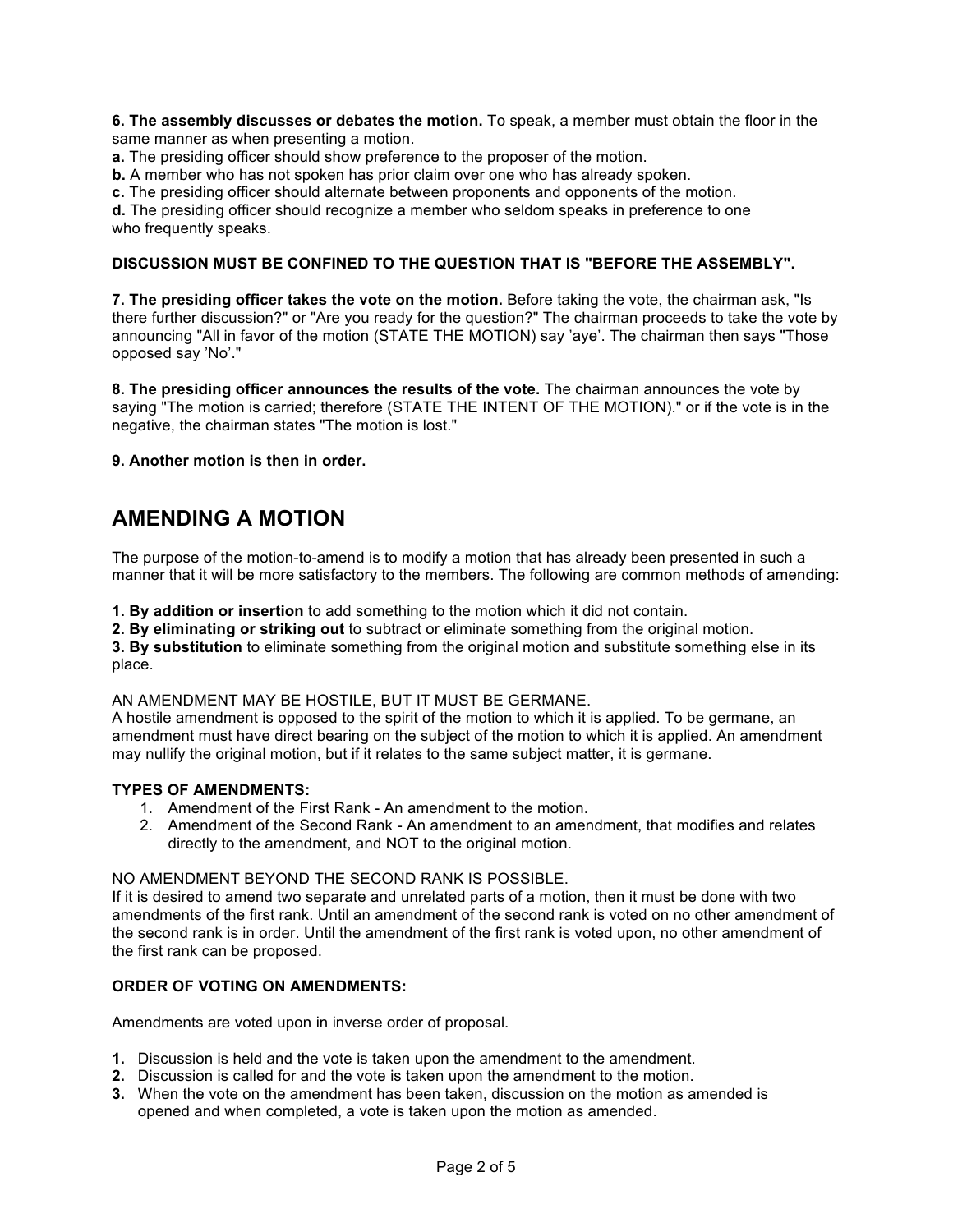**6. The assembly discusses or debates the motion.** To speak, a member must obtain the floor in the same manner as when presenting a motion.

**a.** The presiding officer should show preference to the proposer of the motion.
**b.** A member who has not spoken has prior claim over one who has already spoken.
**c.** The presiding officer should alternate between proponents and opponents of the motion.
**d.** The presiding officer should recognize a member who seldom speaks in preference to one who frequently speaks.

**DISCUSSION MUST BE CONFINED TO THE QUESTION THAT IS "BEFORE THE ASSEMBLY".**

**7. The presiding officer takes the vote on the motion.** Before taking the vote, the chairman ask, "Is there further discussion?" or "Are you ready for the question?" The chairman proceeds to take the vote by announcing "All in favor of the motion (STATE THE MOTION) say 'aye'. The chairman then says "Those opposed say 'No'."

**8. The presiding officer announces the results of the vote.** The chairman announces the vote by saying "The motion is carried; therefore (STATE THE INTENT OF THE MOTION)." or if the vote is in the negative, the chairman states "The motion is lost."

**9. Another motion is then in order.**

## AMENDING A MOTION

The purpose of the motion-to-amend is to modify a motion that has already been presented in such a manner that it will be more satisfactory to the members. The following are common methods of amending:

**1. By addition or insertion** to add something to the motion which it did not contain.
**2. By eliminating or striking out** to subtract or eliminate something from the original motion.
**3. By substitution** to eliminate something from the original motion and substitute something else in its place.

AN AMENDMENT MAY BE HOSTILE, BUT IT MUST BE GERMANE.
A hostile amendment is opposed to the spirit of the motion to which it is applied. To be germane, an amendment must have direct bearing on the subject of the motion to which it is applied. An amendment may nullify the original motion, but if it relates to the same subject matter, it is germane.

**TYPES OF AMENDMENTS:**

1. Amendment of the First Rank - An amendment to the motion.
2. Amendment of the Second Rank - An amendment to an amendment, that modifies and relates directly to the amendment, and NOT to the original motion.

NO AMENDMENT BEYOND THE SECOND RANK IS POSSIBLE.
If it is desired to amend two separate and unrelated parts of a motion, then it must be done with two amendments of the first rank. Until an amendment of the second rank is voted on no other amendment of the second rank is in order. Until the amendment of the first rank is voted upon, no other amendment of the first rank can be proposed.

**ORDER OF VOTING ON AMENDMENTS:**

Amendments are voted upon in inverse order of proposal.

**1.** Discussion is held and the vote is taken upon the amendment to the amendment.
**2.** Discussion is called for and the vote is taken upon the amendment to the motion.
**3.** When the vote on the amendment has been taken, discussion on the motion as amended is opened and when completed, a vote is taken upon the motion as amended.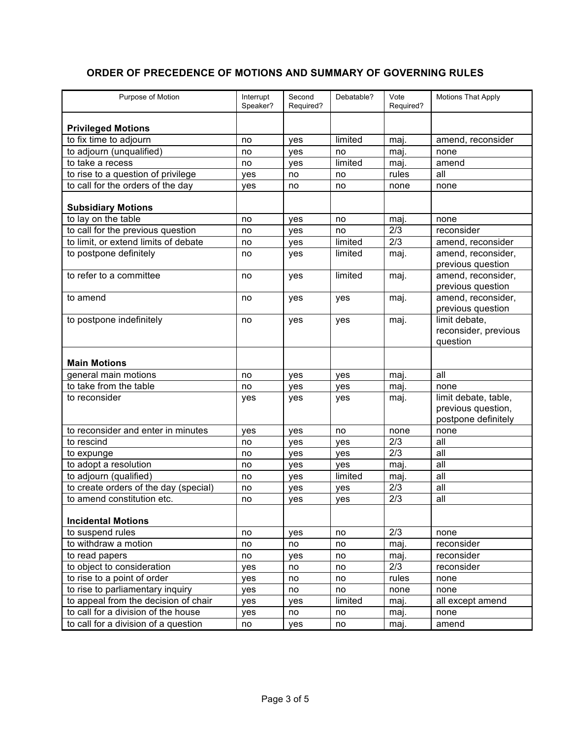## ORDER OF PRECEDENCE OF MOTIONS AND SUMMARY OF GOVERNING RULES

| Purpose of Motion | Interrupt Speaker? | Second Required? | Debatable? | Vote Required? | Motions That Apply |
|---|---|---|---|---|---|
| **Privileged Motions** | | | | | |
| to fix time to adjourn | no | yes | limited | maj. | amend, reconsider |
| to adjourn (unqualified) | no | yes | no | maj. | none |
| to take a recess | no | yes | limited | maj. | amend |
| to rise to a question of privilege | yes | no | no | rules | all |
| to call for the orders of the day | yes | no | no | none | none |
| **Subsidiary Motions** | | | | | |
| to lay on the table | no | yes | no | maj. | none |
| to call for the previous question | no | yes | no | 2/3 | reconsider |
| to limit, or extend limits of debate | no | yes | limited | 2/3 | amend, reconsider |
| to postpone definitely | no | yes | limited | maj. | amend, reconsider, previous question |
| to refer to a committee | no | yes | limited | maj. | amend, reconsider, previous question |
| to amend | no | yes | yes | maj. | amend, reconsider, previous question |
| to postpone indefinitely | no | yes | yes | maj. | limit debate, reconsider, previous question |
| **Main Motions** | | | | | |
| general main motions | no | yes | yes | maj. | all |
| to take from the table | no | yes | yes | maj. | none |
| to reconsider | yes | yes | yes | maj. | limit debate, table, previous question, postpone definitely |
| to reconsider and enter in minutes | yes | yes | no | none | none |
| to rescind | no | yes | yes | 2/3 | all |
| to expunge | no | yes | yes | 2/3 | all |
| to adopt a resolution | no | yes | yes | maj. | all |
| to adjourn (qualified) | no | yes | limited | maj. | all |
| to create orders of the day (special) | no | yes | yes | 2/3 | all |
| to amend constitution etc. | no | yes | yes | 2/3 | all |
| **Incidental Motions** | | | | | |
| to suspend rules | no | yes | no | 2/3 | none |
| to withdraw a motion | no | no | no | maj. | reconsider |
| to read papers | no | yes | no | maj. | reconsider |
| to object to consideration | yes | no | no | 2/3 | reconsider |
| to rise to a point of order | yes | no | no | rules | none |
| to rise to parliamentary inquiry | yes | no | no | none | none |
| to appeal from the decision of chair | yes | yes | limited | maj. | all except amend |
| to call for a division of the house | yes | no | no | maj. | none |
| to call for a division of a question | no | yes | no | maj. | amend |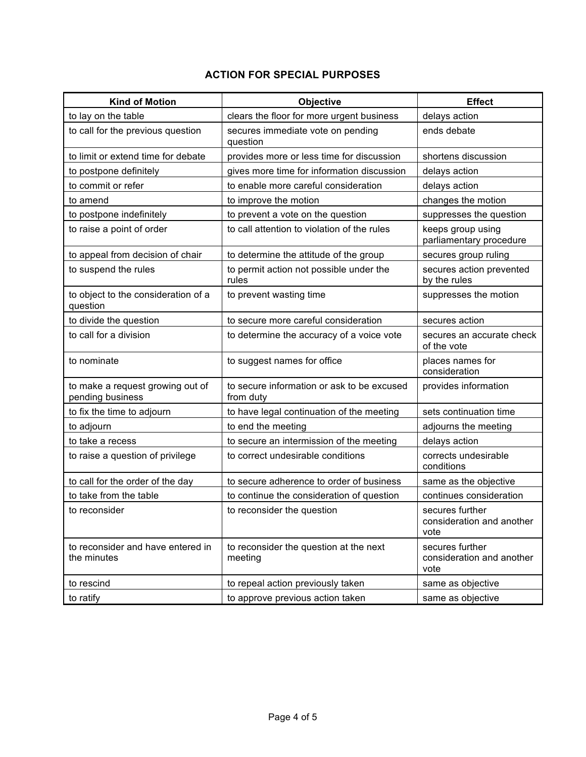## ACTION FOR SPECIAL PURPOSES

| Kind of Motion | Objective | Effect |
|---|---|---|
| to lay on the table | clears the floor for more urgent business | delays action |
| to call for the previous question | secures immediate vote on pending question | ends debate |
| to limit or extend time for debate | provides more or less time for discussion | shortens discussion |
| to postpone definitely | gives more time for information discussion | delays action |
| to commit or refer | to enable more careful consideration | delays action |
| to amend | to improve the motion | changes the motion |
| to postpone indefinitely | to prevent a vote on the question | suppresses the question |
| to raise a point of order | to call attention to violation of the rules | keeps group using parliamentary procedure |
| to appeal from decision of chair | to determine the attitude of the group | secures group ruling |
| to suspend the rules | to permit action not possible under the rules | secures action prevented by the rules |
| to object to the consideration of a question | to prevent wasting time | suppresses the motion |
| to divide the question | to secure more careful consideration | secures action |
| to call for a division | to determine the accuracy of a voice vote | secures an accurate check of the vote |
| to nominate | to suggest names for office | places names for consideration |
| to make a request growing out of pending business | to secure information or ask to be excused from duty | provides information |
| to fix the time to adjourn | to have legal continuation of the meeting | sets continuation time |
| to adjourn | to end the meeting | adjourns the meeting |
| to take a recess | to secure an intermission of the meeting | delays action |
| to raise a question of privilege | to correct undesirable conditions | corrects undesirable conditions |
| to call for the order of the day | to secure adherence to order of business | same as the objective |
| to take from the table | to continue the consideration of question | continues consideration |
| to reconsider | to reconsider the question | secures further consideration and another vote |
| to reconsider and have entered in the minutes | to reconsider the question at the next meeting | secures further consideration and another vote |
| to rescind | to repeal action previously taken | same as objective |
| to ratify | to approve previous action taken | same as objective |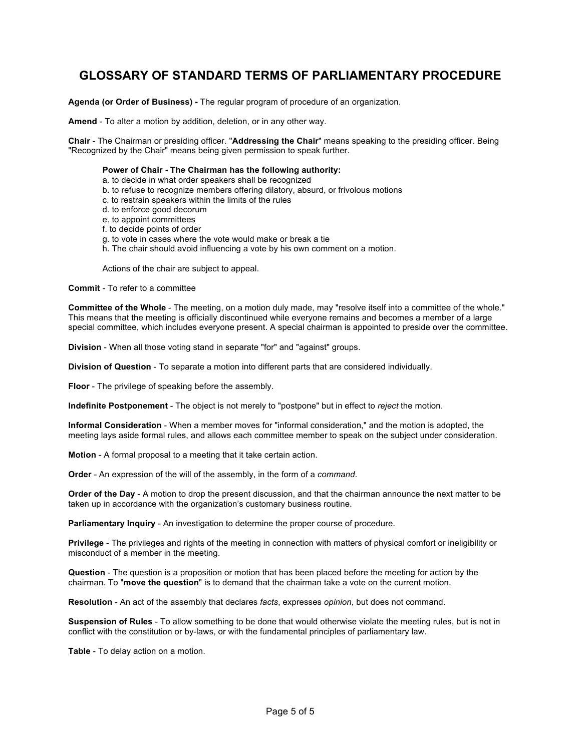# GLOSSARY OF STANDARD TERMS OF PARLIAMENTARY PROCEDURE

**Agenda (or Order of Business) -** The regular program of procedure of an organization.

**Amend** - To alter a motion by addition, deletion, or in any other way.

**Chair** - The Chairman or presiding officer. "**Addressing the Chair**" means speaking to the presiding officer. Being "Recognized by the Chair" means being given permission to speak further.

> **Power of Chair - The Chairman has the following authority:**
> a. to decide in what order speakers shall be recognized
> b. to refuse to recognize members offering dilatory, absurd, or frivolous motions
> c. to restrain speakers within the limits of the rules
> d. to enforce good decorum
> e. to appoint committees
> f. to decide points of order
> g. to vote in cases where the vote would make or break a tie
> h. The chair should avoid influencing a vote by his own comment on a motion.
>
> Actions of the chair are subject to appeal.

**Commit** - To refer to a committee

**Committee of the Whole** - The meeting, on a motion duly made, may "resolve itself into a committee of the whole." This means that the meeting is officially discontinued while everyone remains and becomes a member of a large special committee, which includes everyone present. A special chairman is appointed to preside over the committee.

**Division** - When all those voting stand in separate "for" and "against" groups.

**Division of Question** - To separate a motion into different parts that are considered individually.

**Floor** - The privilege of speaking before the assembly.

**Indefinite Postponement** - The object is not merely to "postpone" but in effect to *reject* the motion.

**Informal Consideration** - When a member moves for "informal consideration," and the motion is adopted, the meeting lays aside formal rules, and allows each committee member to speak on the subject under consideration.

**Motion** - A formal proposal to a meeting that it take certain action.

**Order** - An expression of the will of the assembly, in the form of a *command*.

**Order of the Day** - A motion to drop the present discussion, and that the chairman announce the next matter to be taken up in accordance with the organization's customary business routine.

**Parliamentary Inquiry** - An investigation to determine the proper course of procedure.

**Privilege** - The privileges and rights of the meeting in connection with matters of physical comfort or ineligibility or misconduct of a member in the meeting.

**Question** - The question is a proposition or motion that has been placed before the meeting for action by the chairman. To "**move the question**" is to demand that the chairman take a vote on the current motion.

**Resolution** - An act of the assembly that declares *facts*, expresses *opinion*, but does not command.

**Suspension of Rules** - To allow something to be done that would otherwise violate the meeting rules, but is not in conflict with the constitution or by-laws, or with the fundamental principles of parliamentary law.

**Table** - To delay action on a motion.